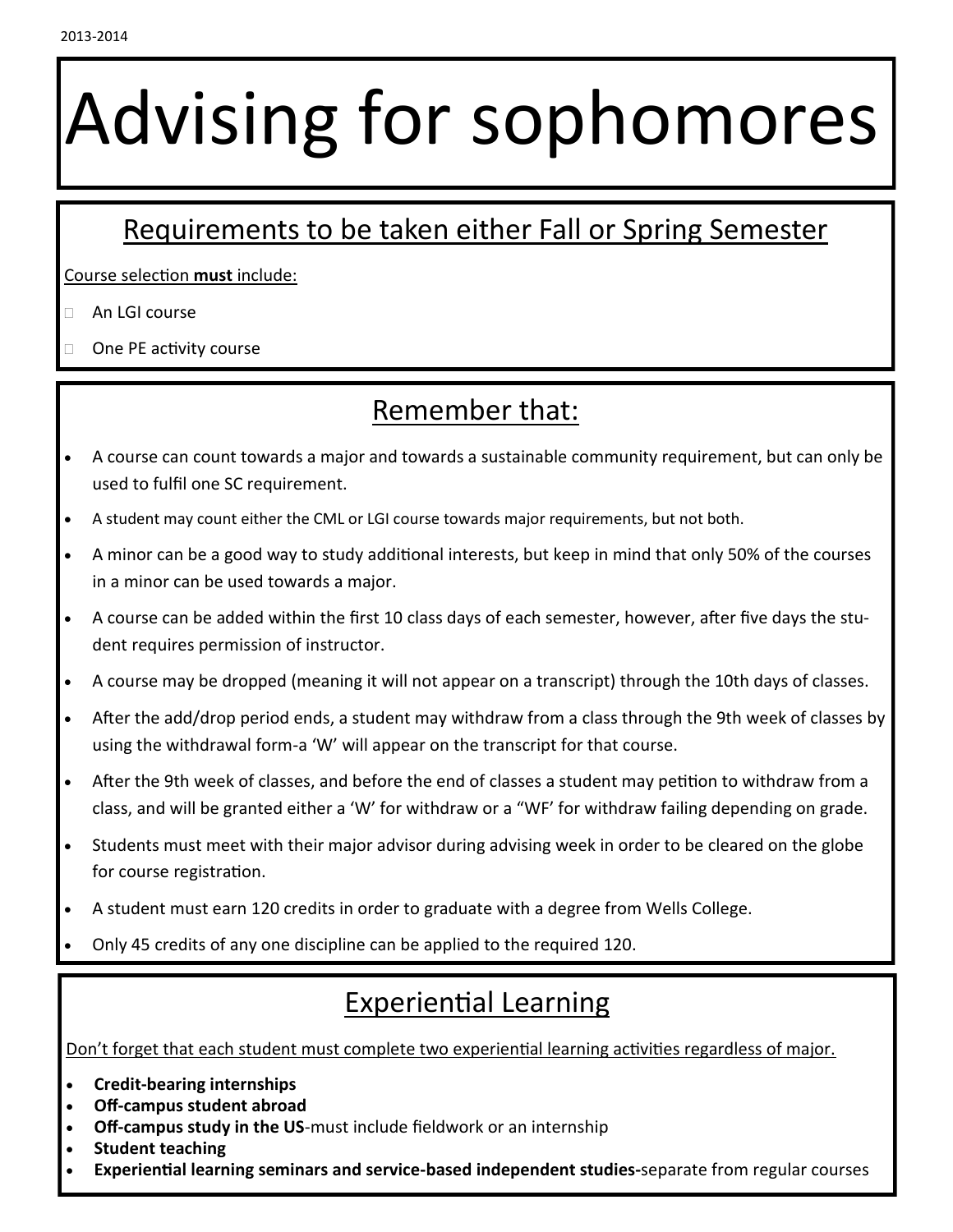2013-2014

# Advising for sophomores

## Requirements to be taken either Fall or Spring Semester

Course selection **must** include:

- An LGI course
- One PE activity course

## Remember that:

- A course can count towards a major and towards a sustainable community requirement, but can only be used to fulfil one SC requirement.
- A student may count either the CML or LGI course towards major requirements, but not both.
- A minor can be a good way to study additional interests, but keep in mind that only 50% of the courses in a minor can be used towards a major.
- A course can be added within the first 10 class days of each semester, however, after five days the student requires permission of instructor.
- A course may be dropped (meaning it will not appear on a transcript) through the 10th days of classes.
- After the add/drop period ends, a student may withdraw from a class through the 9th week of classes by using the withdrawal form-a 'W' will appear on the transcript for that course.
- After the 9th week of classes, and before the end of classes a student may petition to withdraw from a class, and will be granted either a 'W' for withdraw or a "WF' for withdraw failing depending on grade.
- Students must meet with their major advisor during advising week in order to be cleared on the globe for course registration.
- A student must earn 120 credits in order to graduate with a degree from Wells College.
- Only 45 credits of any one discipline can be applied to the required 120.

## Experiential Learning

Don't forget that each student must complete two experiential learning activities regardless of major.

- **Credit-bearing internships**
- **Off-campus student abroad**
- **Off-campus study in the US**-must include fieldwork or an internship
- **Student teaching**
- **Experiential learning seminars and service-based independent studies-**separate from regular courses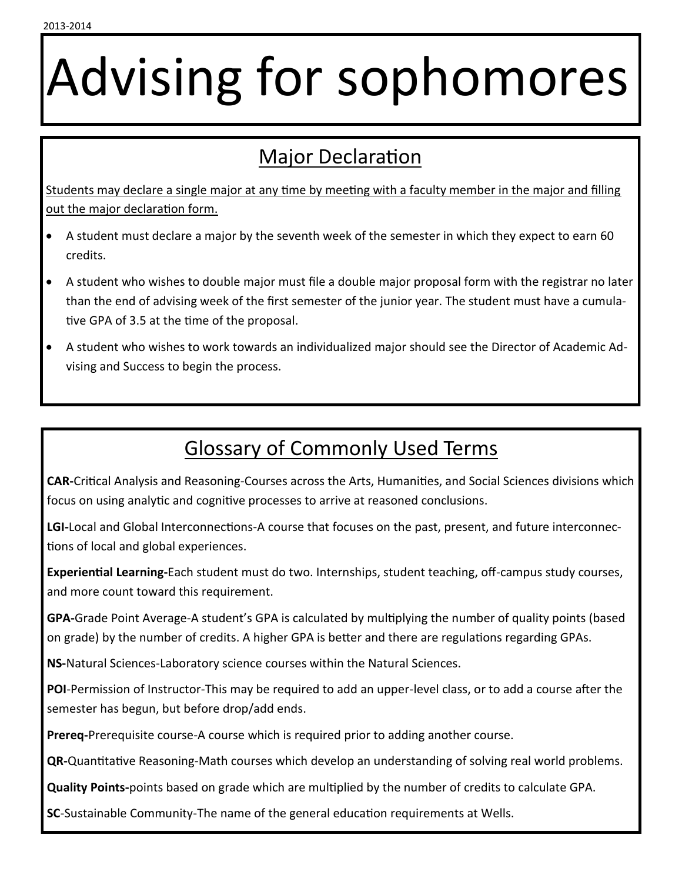2013-2014

# Advising for sophomores

## Major Declaration

Students may declare a single major at any time by meeting with a faculty member in the major and filling out the major declaration form.

- A student must declare a major by the seventh week of the semester in which they expect to earn 60 credits.
- A student who wishes to double major must file a double major proposal form with the registrar no later than the end of advising week of the first semester of the junior year. The student must have a cumulative GPA of 3.5 at the time of the proposal.
- A student who wishes to work towards an individualized major should see the Director of Academic Advising and Success to begin the process.

## Glossary of Commonly Used Terms

**CAR-**Critical Analysis and Reasoning-Courses across the Arts, Humanities, and Social Sciences divisions which focus on using analytic and cognitive processes to arrive at reasoned conclusions.

**LGI-**Local and Global Interconnections-A course that focuses on the past, present, and future interconnections of local and global experiences.

**Experiential Learning-**Each student must do two. Internships, student teaching, off-campus study courses, and more count toward this requirement.

**GPA-**Grade Point Average-A student's GPA is calculated by multiplying the number of quality points (based on grade) by the number of credits. A higher GPA is better and there are regulations regarding GPAs.

**NS-**Natural Sciences-Laboratory science courses within the Natural Sciences.

**POI**-Permission of Instructor-This may be required to add an upper-level class, or to add a course after the semester has begun, but before drop/add ends.

**Prereq-**Prerequisite course-A course which is required prior to adding another course.

**QR-**Quantitative Reasoning-Math courses which develop an understanding of solving real world problems.

**Quality Points-**points based on grade which are multiplied by the number of credits to calculate GPA.

**SC**-Sustainable Community-The name of the general education requirements at Wells.